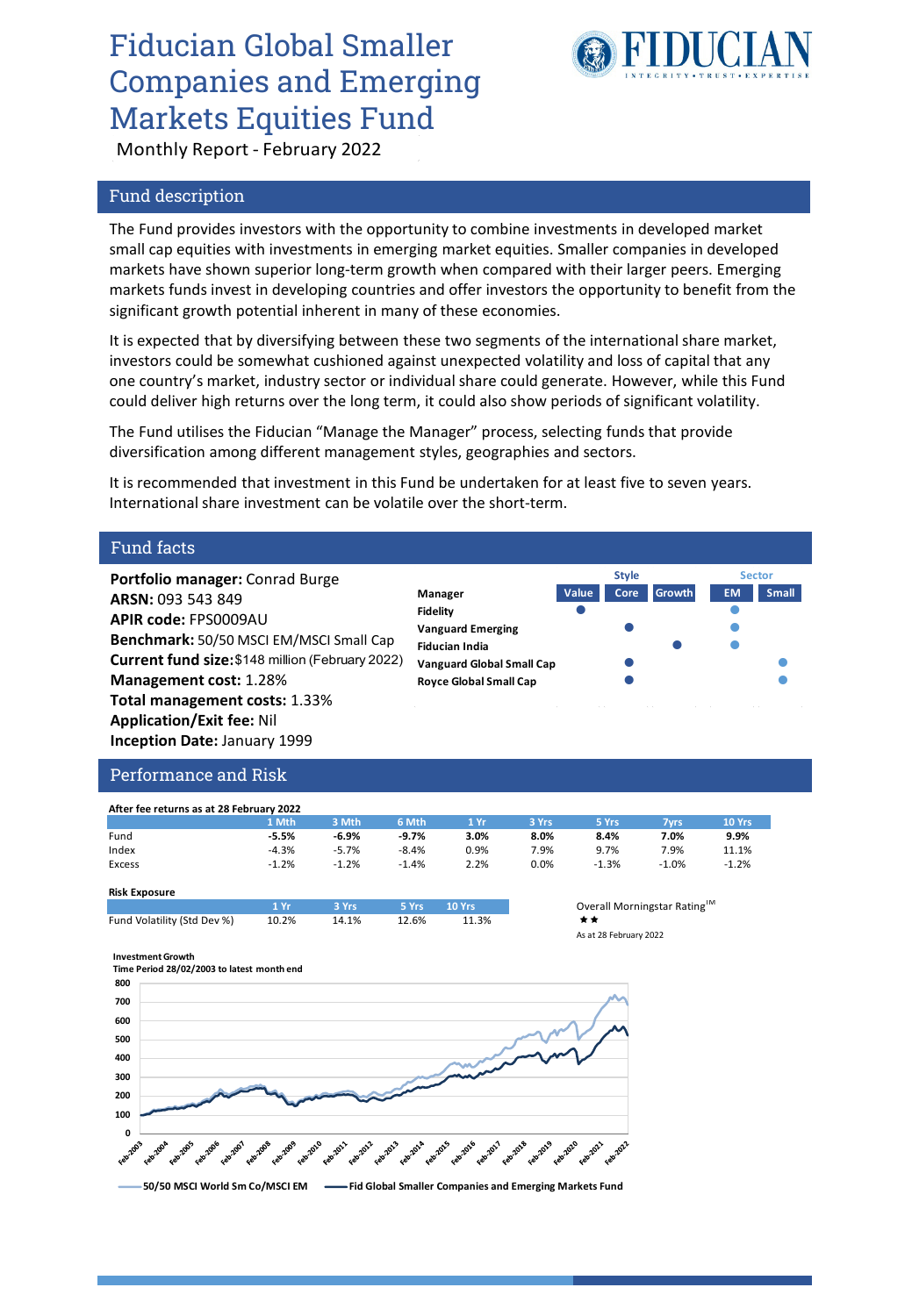# Fiducian Global Smaller Companies and Emerging Markets Equities Fund

Monthly Report - February 2022

FIDUCIAN
INTEGRITY • TRUST • EXPERTISE

## Fund description

The Fund provides investors with the opportunity to combine investments in developed market small cap equities with investments in emerging market equities. Smaller companies in developed markets have shown superior long-term growth when compared with their larger peers. Emerging markets funds invest in developing countries and offer investors the opportunity to benefit from the significant growth potential inherent in many of these economies.

It is expected that by diversifying between these two segments of the international share market, investors could be somewhat cushioned against unexpected volatility and loss of capital that any one country's market, industry sector or individual share could generate. However, while this Fund could deliver high returns over the long term, it could also show periods of significant volatility.

The Fund utilises the Fiducian "Manage the Manager" process, selecting funds that provide diversification among different management styles, geographies and sectors.

It is recommended that investment in this Fund be undertaken for at least five to seven years. International share investment can be volatile over the short-term.

## Fund facts

**Portfolio manager:** Conrad Burge
**ARSN:** 093 543 849
**APIR code:** FPS0009AU
**Benchmark:** 50/50 MSCI EM/MSCI Small Cap
**Current fund size:** $148 million (February 2022)
**Management cost:** 1.28%
**Total management costs:** 1.33%
**Application/Exit fee:** Nil
**Inception Date:** January 1999

| Manager | Style: Value | Style: Core | Style: Growth | Sector: EM | Sector: Small |
|---|---|---|---|---|---|
| Fidelity | ● | | | ● | |
| Vanguard Emerging | | ● | | ● | |
| Fiducian India | | | ● | ● | |
| Vanguard Global Small Cap | | ● | | | ● |
| Royce Global Small Cap | | ● | | | ● |

## Performance and Risk

**After fee returns as at 28 February 2022**

| | 1 Mth | 3 Mth | 6 Mth | 1 Yr | 3 Yrs | 5 Yrs | 7yrs | 10 Yrs |
|---|---|---|---|---|---|---|---|---|
| Fund | **-5.5%** | **-6.9%** | **-9.7%** | **3.0%** | **8.0%** | **8.4%** | **7.0%** | **9.9%** |
| Index | -4.3% | -5.7% | -8.4% | 0.9% | 7.9% | 9.7% | 7.9% | 11.1% |
| Excess | -1.2% | -1.2% | -1.4% | 2.2% | 0.0% | -1.3% | -1.0% | -1.2% |

**Risk Exposure**

| | 1 Yr | 3 Yrs | 5 Yrs | 10 Yrs |
|---|---|---|---|---|
| Fund Volatility (Std Dev %) | 10.2% | 14.1% | 12.6% | 11.3% |

Overall Morningstar Rating™
★★
As at 28 February 2022

**Investment Growth**
**Time Period 28/02/2003 to latest month end**

800
700
600
500
400
300
200
100
0

Feb-2003 Feb-2004 Feb-2005 Feb-2006 Feb-2007 Feb-2008 Feb-2009 Feb-2010 Feb-2011 Feb-2012 Feb-2013 Feb-2014 Feb-2015 Feb-2016 Feb-2017 Feb-2018 Feb-2019 Feb-2020 Feb-2021 Feb-2022

50/50 MSCI World Sm Co/MSCI EM — Fid Global Smaller Companies and Emerging Markets Fund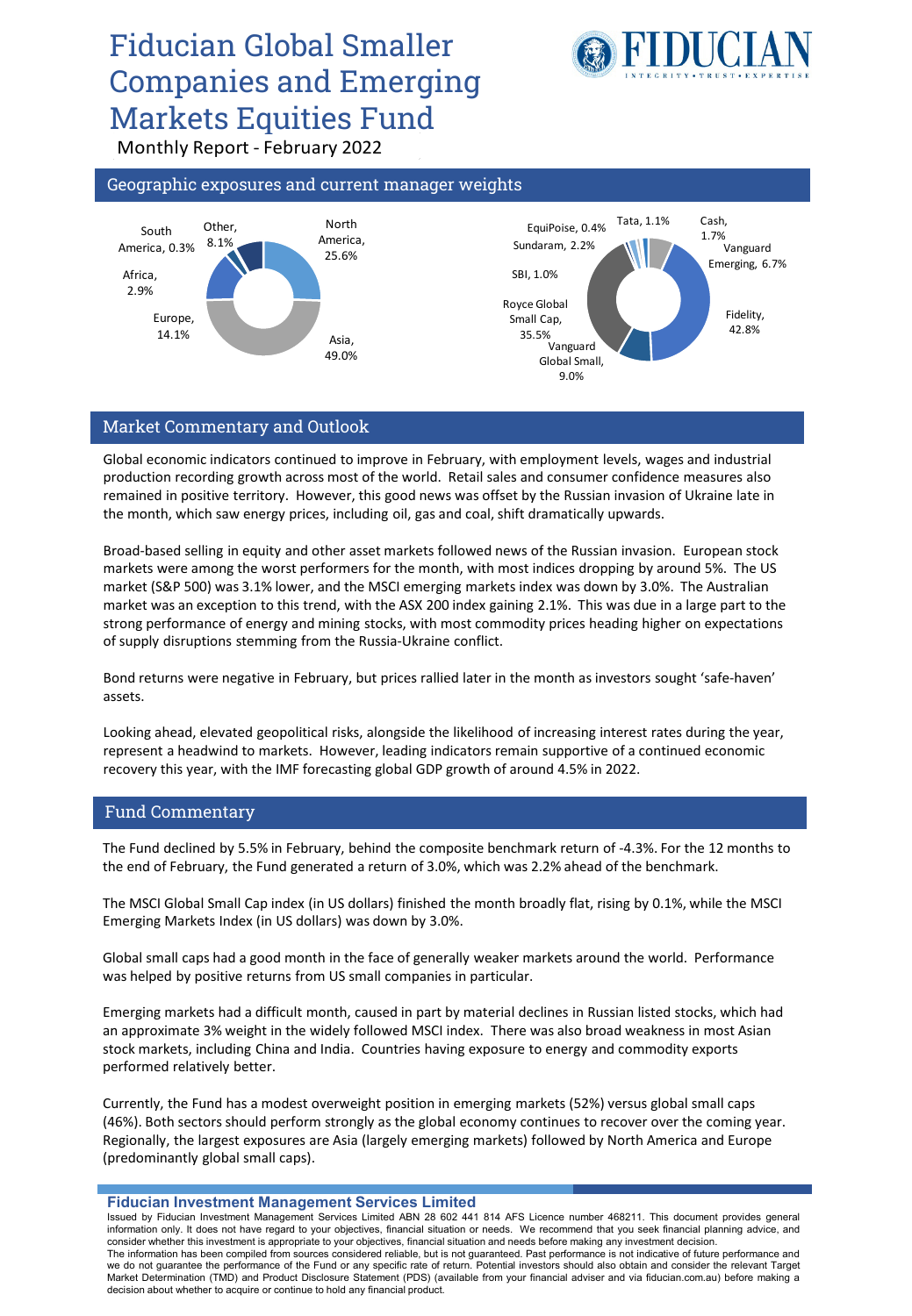# Fiducian Global Smaller Companies and Emerging Markets Equities Fund

Monthly Report - February 2022

## Geographic exposures and current manager weights

North America, 25.6%
Asia, 49.0%
Europe, 14.1%
Africa, 2.9%
South America, 0.3%
Other, 8.1%

Tata, 1.1%
Cash, 1.7%
Vanguard Emerging, 6.7%
Fidelity, 42.8%
Vanguard Global Small, 9.0%
Royce Global Small Cap, 35.5%
SBI, 1.0%
Sundaram, 2.2%
EquiPoise, 0.4%

## Market Commentary and Outlook

Global economic indicators continued to improve in February, with employment levels, wages and industrial production recording growth across most of the world. Retail sales and consumer confidence measures also remained in positive territory. However, this good news was offset by the Russian invasion of Ukraine late in the month, which saw energy prices, including oil, gas and coal, shift dramatically upwards.

Broad-based selling in equity and other asset markets followed news of the Russian invasion. European stock markets were among the worst performers for the month, with most indices dropping by around 5%. The US market (S&P 500) was 3.1% lower, and the MSCI emerging markets index was down by 3.0%. The Australian market was an exception to this trend, with the ASX 200 index gaining 2.1%. This was due in a large part to the strong performance of energy and mining stocks, with most commodity prices heading higher on expectations of supply disruptions stemming from the Russia-Ukraine conflict.

Bond returns were negative in February, but prices rallied later in the month as investors sought 'safe-haven' assets.

Looking ahead, elevated geopolitical risks, alongside the likelihood of increasing interest rates during the year, represent a headwind to markets. However, leading indicators remain supportive of a continued economic recovery this year, with the IMF forecasting global GDP growth of around 4.5% in 2022.

## Fund Commentary

The Fund declined by 5.5% in February, behind the composite benchmark return of -4.3%. For the 12 months to the end of February, the Fund generated a return of 3.0%, which was 2.2% ahead of the benchmark.

The MSCI Global Small Cap index (in US dollars) finished the month broadly flat, rising by 0.1%, while the MSCI Emerging Markets Index (in US dollars) was down by 3.0%.

Global small caps had a good month in the face of generally weaker markets around the world. Performance was helped by positive returns from US small companies in particular.

Emerging markets had a difficult month, caused in part by material declines in Russian listed stocks, which had an approximate 3% weight in the widely followed MSCI index. There was also broad weakness in most Asian stock markets, including China and India. Countries having exposure to energy and commodity exports performed relatively better.

Currently, the Fund has a modest overweight position in emerging markets (52%) versus global small caps (46%). Both sectors should perform strongly as the global economy continues to recover over the coming year. Regionally, the largest exposures are Asia (largely emerging markets) followed by North America and Europe (predominantly global small caps).

**Fiducian Investment Management Services Limited**

Issued by Fiducian Investment Management Services Limited ABN 28 602 441 814 AFS Licence number 468211. This document provides general information only. It does not have regard to your objectives, financial situation or needs. We recommend that you seek financial planning advice, and consider whether this investment is appropriate to your objectives, financial situation and needs before making any investment decision.
The information has been compiled from sources considered reliable, but is not guaranteed. Past performance is not indicative of future performance and we do not guarantee the performance of the Fund or any specific rate of return. Potential investors should also obtain and consider the relevant Target Market Determination (TMD) and Product Disclosure Statement (PDS) (available from your financial adviser and via fiducian.com.au) before making a decision about whether to acquire or continue to hold any financial product.